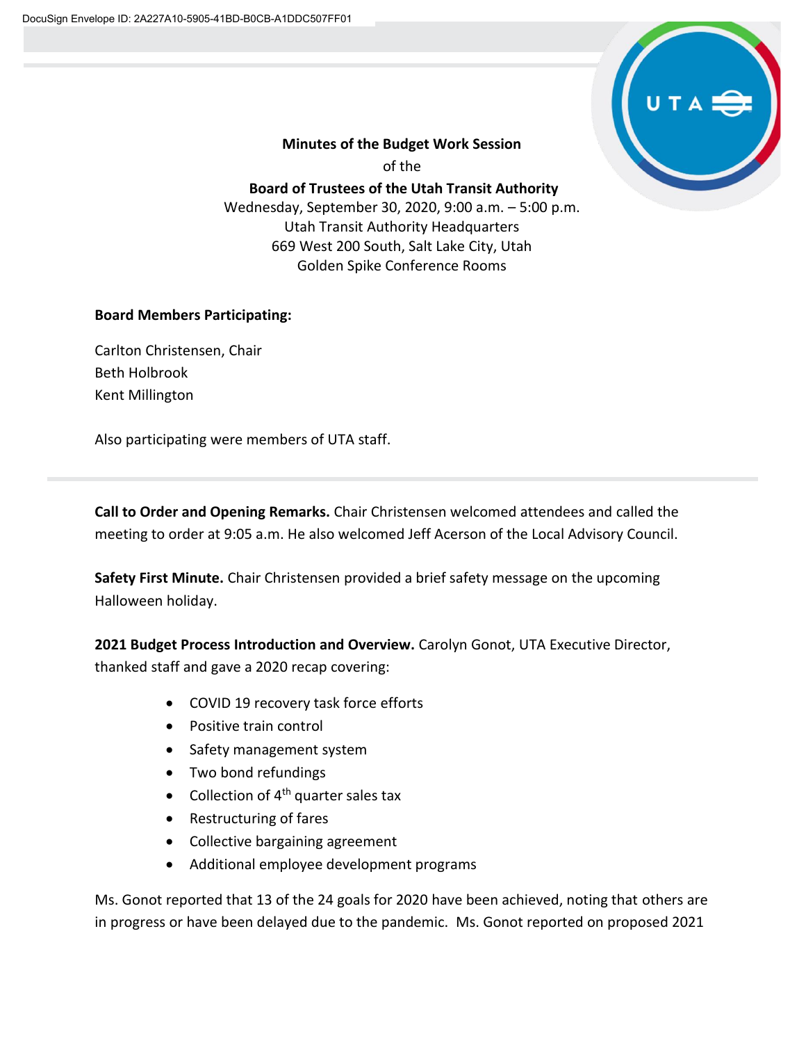**Minutes of the Budget Work Session**

of the

**Board of Trustees of the Utah Transit Authority**

Wednesday, September 30, 2020, 9:00 a.m. – 5:00 p.m.
Utah Transit Authority Headquarters
669 West 200 South, Salt Lake City, Utah
Golden Spike Conference Rooms

**Board Members Participating:**

Carlton Christensen, Chair
Beth Holbrook
Kent Millington

Also participating were members of UTA staff.

---

**Call to Order and Opening Remarks.** Chair Christensen welcomed attendees and called the meeting to order at 9:05 a.m. He also welcomed Jeff Acerson of the Local Advisory Council.

**Safety First Minute.** Chair Christensen provided a brief safety message on the upcoming Halloween holiday.

**2021 Budget Process Introduction and Overview.** Carolyn Gonot, UTA Executive Director, thanked staff and gave a 2020 recap covering:

- COVID 19 recovery task force efforts
- Positive train control
- Safety management system
- Two bond refundings
- Collection of 4th quarter sales tax
- Restructuring of fares
- Collective bargaining agreement
- Additional employee development programs

Ms. Gonot reported that 13 of the 24 goals for 2020 have been achieved, noting that others are in progress or have been delayed due to the pandemic. Ms. Gonot reported on proposed 2021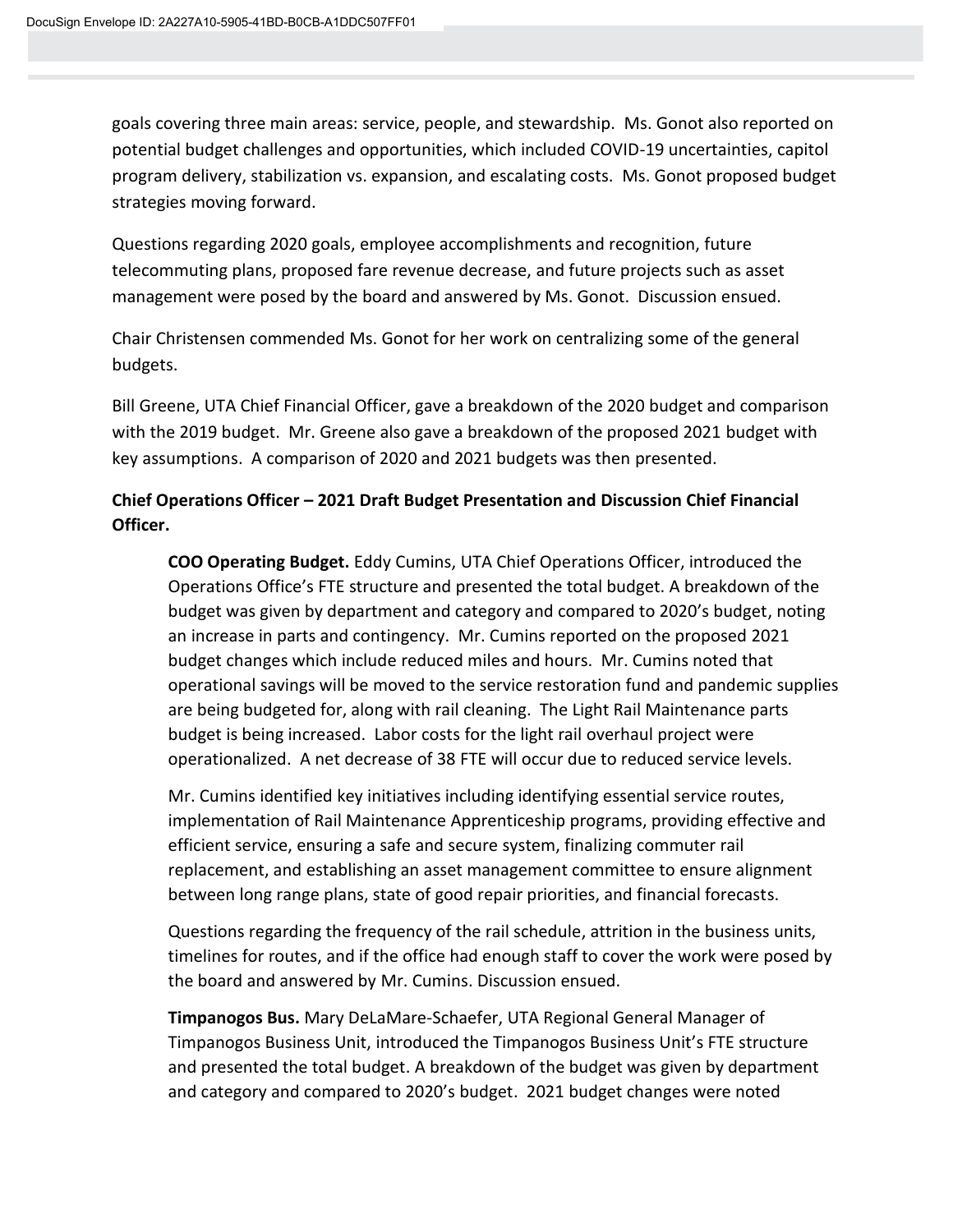goals covering three main areas: service, people, and stewardship. Ms. Gonot also reported on potential budget challenges and opportunities, which included COVID-19 uncertainties, capitol program delivery, stabilization vs. expansion, and escalating costs. Ms. Gonot proposed budget strategies moving forward.

Questions regarding 2020 goals, employee accomplishments and recognition, future telecommuting plans, proposed fare revenue decrease, and future projects such as asset management were posed by the board and answered by Ms. Gonot. Discussion ensued.

Chair Christensen commended Ms. Gonot for her work on centralizing some of the general budgets.

Bill Greene, UTA Chief Financial Officer, gave a breakdown of the 2020 budget and comparison with the 2019 budget. Mr. Greene also gave a breakdown of the proposed 2021 budget with key assumptions. A comparison of 2020 and 2021 budgets was then presented.

**Chief Operations Officer – 2021 Draft Budget Presentation and Discussion Chief Financial Officer.**

**COO Operating Budget.** Eddy Cumins, UTA Chief Operations Officer, introduced the Operations Office's FTE structure and presented the total budget. A breakdown of the budget was given by department and category and compared to 2020's budget, noting an increase in parts and contingency. Mr. Cumins reported on the proposed 2021 budget changes which include reduced miles and hours. Mr. Cumins noted that operational savings will be moved to the service restoration fund and pandemic supplies are being budgeted for, along with rail cleaning. The Light Rail Maintenance parts budget is being increased. Labor costs for the light rail overhaul project were operationalized. A net decrease of 38 FTE will occur due to reduced service levels.

Mr. Cumins identified key initiatives including identifying essential service routes, implementation of Rail Maintenance Apprenticeship programs, providing effective and efficient service, ensuring a safe and secure system, finalizing commuter rail replacement, and establishing an asset management committee to ensure alignment between long range plans, state of good repair priorities, and financial forecasts.

Questions regarding the frequency of the rail schedule, attrition in the business units, timelines for routes, and if the office had enough staff to cover the work were posed by the board and answered by Mr. Cumins. Discussion ensued.

**Timpanogos Bus.** Mary DeLaMare-Schaefer, UTA Regional General Manager of Timpanogos Business Unit, introduced the Timpanogos Business Unit's FTE structure and presented the total budget. A breakdown of the budget was given by department and category and compared to 2020's budget. 2021 budget changes were noted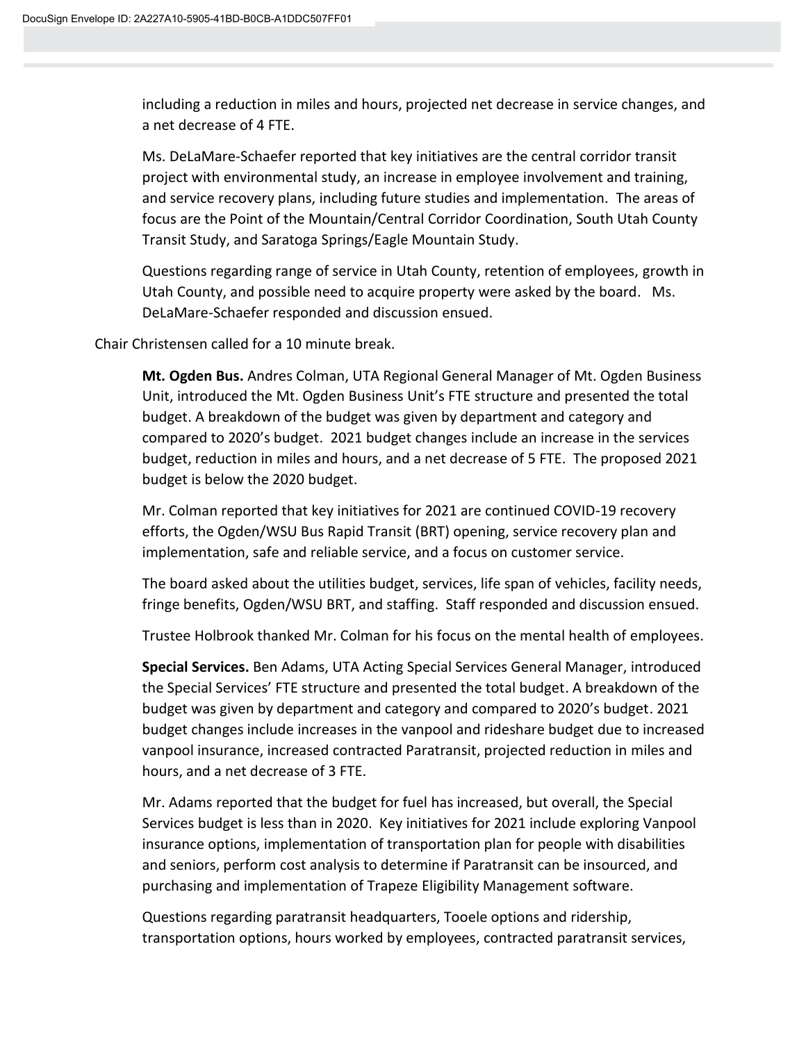including a reduction in miles and hours, projected net decrease in service changes, and a net decrease of 4 FTE.

Ms. DeLaMare-Schaefer reported that key initiatives are the central corridor transit project with environmental study, an increase in employee involvement and training, and service recovery plans, including future studies and implementation. The areas of focus are the Point of the Mountain/Central Corridor Coordination, South Utah County Transit Study, and Saratoga Springs/Eagle Mountain Study.

Questions regarding range of service in Utah County, retention of employees, growth in Utah County, and possible need to acquire property were asked by the board. Ms. DeLaMare-Schaefer responded and discussion ensued.

Chair Christensen called for a 10 minute break.

**Mt. Ogden Bus.** Andres Colman, UTA Regional General Manager of Mt. Ogden Business Unit, introduced the Mt. Ogden Business Unit's FTE structure and presented the total budget. A breakdown of the budget was given by department and category and compared to 2020's budget. 2021 budget changes include an increase in the services budget, reduction in miles and hours, and a net decrease of 5 FTE. The proposed 2021 budget is below the 2020 budget.

Mr. Colman reported that key initiatives for 2021 are continued COVID-19 recovery efforts, the Ogden/WSU Bus Rapid Transit (BRT) opening, service recovery plan and implementation, safe and reliable service, and a focus on customer service.

The board asked about the utilities budget, services, life span of vehicles, facility needs, fringe benefits, Ogden/WSU BRT, and staffing. Staff responded and discussion ensued.

Trustee Holbrook thanked Mr. Colman for his focus on the mental health of employees.

**Special Services.** Ben Adams, UTA Acting Special Services General Manager, introduced the Special Services' FTE structure and presented the total budget. A breakdown of the budget was given by department and category and compared to 2020's budget. 2021 budget changes include increases in the vanpool and rideshare budget due to increased vanpool insurance, increased contracted Paratransit, projected reduction in miles and hours, and a net decrease of 3 FTE.

Mr. Adams reported that the budget for fuel has increased, but overall, the Special Services budget is less than in 2020. Key initiatives for 2021 include exploring Vanpool insurance options, implementation of transportation plan for people with disabilities and seniors, perform cost analysis to determine if Paratransit can be insourced, and purchasing and implementation of Trapeze Eligibility Management software.

Questions regarding paratransit headquarters, Tooele options and ridership, transportation options, hours worked by employees, contracted paratransit services,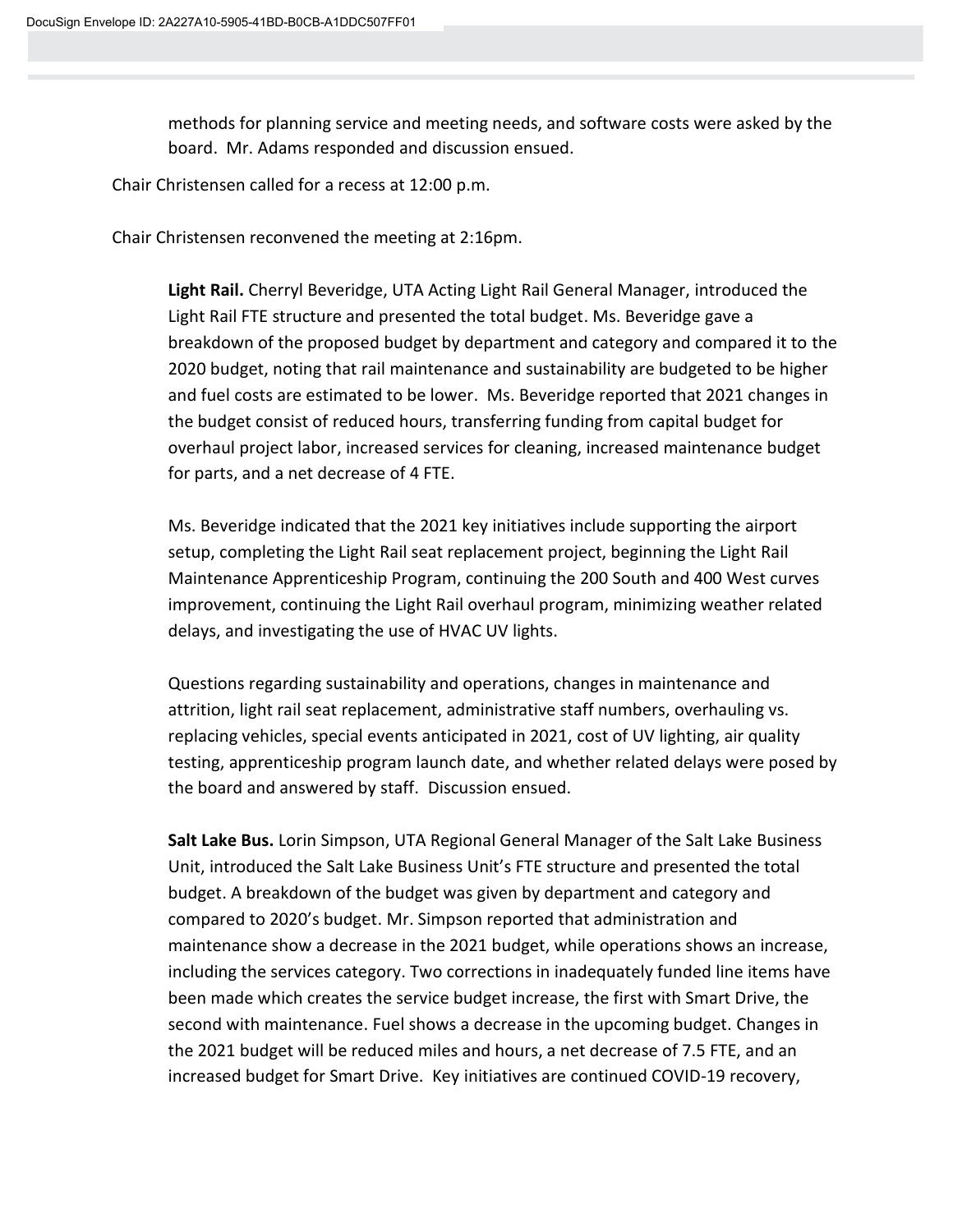methods for planning service and meeting needs, and software costs were asked by the board. Mr. Adams responded and discussion ensued.

Chair Christensen called for a recess at 12:00 p.m.

Chair Christensen reconvened the meeting at 2:16pm.

**Light Rail.** Cherryl Beveridge, UTA Acting Light Rail General Manager, introduced the Light Rail FTE structure and presented the total budget. Ms. Beveridge gave a breakdown of the proposed budget by department and category and compared it to the 2020 budget, noting that rail maintenance and sustainability are budgeted to be higher and fuel costs are estimated to be lower. Ms. Beveridge reported that 2021 changes in the budget consist of reduced hours, transferring funding from capital budget for overhaul project labor, increased services for cleaning, increased maintenance budget for parts, and a net decrease of 4 FTE.

Ms. Beveridge indicated that the 2021 key initiatives include supporting the airport setup, completing the Light Rail seat replacement project, beginning the Light Rail Maintenance Apprenticeship Program, continuing the 200 South and 400 West curves improvement, continuing the Light Rail overhaul program, minimizing weather related delays, and investigating the use of HVAC UV lights.

Questions regarding sustainability and operations, changes in maintenance and attrition, light rail seat replacement, administrative staff numbers, overhauling vs. replacing vehicles, special events anticipated in 2021, cost of UV lighting, air quality testing, apprenticeship program launch date, and whether related delays were posed by the board and answered by staff. Discussion ensued.

**Salt Lake Bus.** Lorin Simpson, UTA Regional General Manager of the Salt Lake Business Unit, introduced the Salt Lake Business Unit's FTE structure and presented the total budget. A breakdown of the budget was given by department and category and compared to 2020's budget. Mr. Simpson reported that administration and maintenance show a decrease in the 2021 budget, while operations shows an increase, including the services category. Two corrections in inadequately funded line items have been made which creates the service budget increase, the first with Smart Drive, the second with maintenance. Fuel shows a decrease in the upcoming budget. Changes in the 2021 budget will be reduced miles and hours, a net decrease of 7.5 FTE, and an increased budget for Smart Drive. Key initiatives are continued COVID-19 recovery,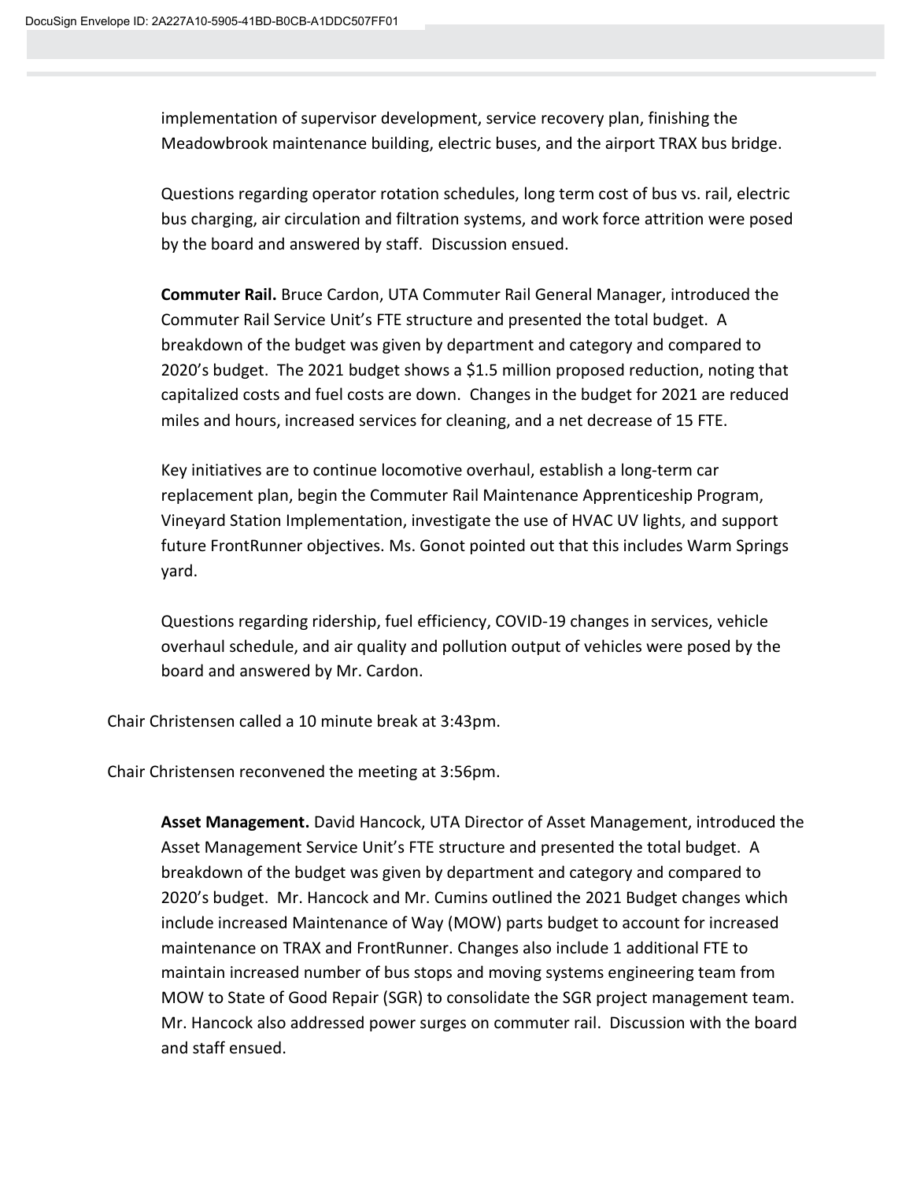implementation of supervisor development, service recovery plan, finishing the Meadowbrook maintenance building, electric buses, and the airport TRAX bus bridge.

Questions regarding operator rotation schedules, long term cost of bus vs. rail, electric bus charging, air circulation and filtration systems, and work force attrition were posed by the board and answered by staff. Discussion ensued.

**Commuter Rail.** Bruce Cardon, UTA Commuter Rail General Manager, introduced the Commuter Rail Service Unit's FTE structure and presented the total budget. A breakdown of the budget was given by department and category and compared to 2020's budget. The 2021 budget shows a $1.5 million proposed reduction, noting that capitalized costs and fuel costs are down. Changes in the budget for 2021 are reduced miles and hours, increased services for cleaning, and a net decrease of 15 FTE.

Key initiatives are to continue locomotive overhaul, establish a long-term car replacement plan, begin the Commuter Rail Maintenance Apprenticeship Program, Vineyard Station Implementation, investigate the use of HVAC UV lights, and support future FrontRunner objectives. Ms. Gonot pointed out that this includes Warm Springs yard.

Questions regarding ridership, fuel efficiency, COVID-19 changes in services, vehicle overhaul schedule, and air quality and pollution output of vehicles were posed by the board and answered by Mr. Cardon.

Chair Christensen called a 10 minute break at 3:43pm.

Chair Christensen reconvened the meeting at 3:56pm.

**Asset Management.** David Hancock, UTA Director of Asset Management, introduced the Asset Management Service Unit's FTE structure and presented the total budget. A breakdown of the budget was given by department and category and compared to 2020's budget. Mr. Hancock and Mr. Cumins outlined the 2021 Budget changes which include increased Maintenance of Way (MOW) parts budget to account for increased maintenance on TRAX and FrontRunner. Changes also include 1 additional FTE to maintain increased number of bus stops and moving systems engineering team from MOW to State of Good Repair (SGR) to consolidate the SGR project management team. Mr. Hancock also addressed power surges on commuter rail. Discussion with the board and staff ensued.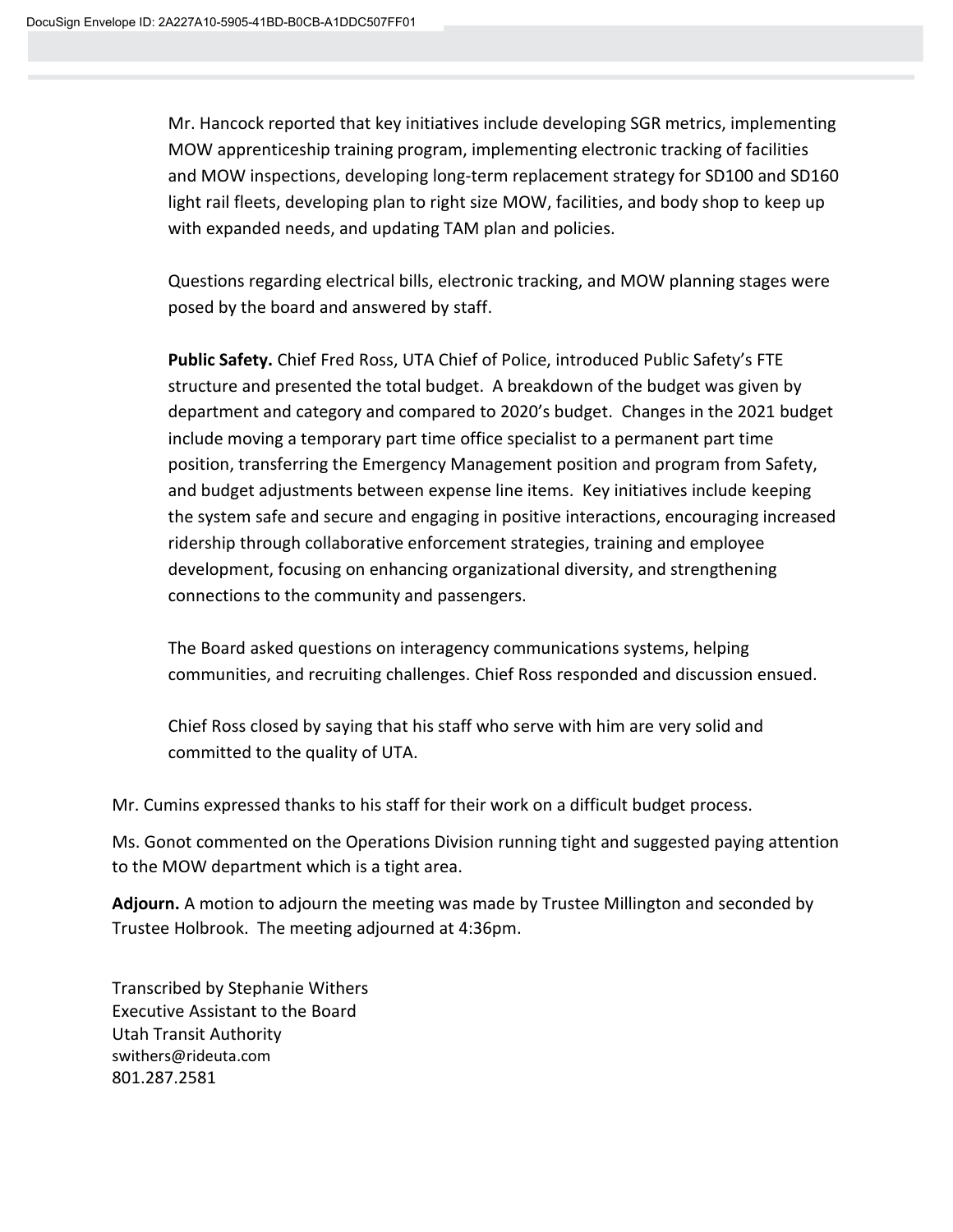Mr. Hancock reported that key initiatives include developing SGR metrics, implementing MOW apprenticeship training program, implementing electronic tracking of facilities and MOW inspections, developing long-term replacement strategy for SD100 and SD160 light rail fleets, developing plan to right size MOW, facilities, and body shop to keep up with expanded needs, and updating TAM plan and policies.

Questions regarding electrical bills, electronic tracking, and MOW planning stages were posed by the board and answered by staff.

**Public Safety.** Chief Fred Ross, UTA Chief of Police, introduced Public Safety's FTE structure and presented the total budget. A breakdown of the budget was given by department and category and compared to 2020's budget. Changes in the 2021 budget include moving a temporary part time office specialist to a permanent part time position, transferring the Emergency Management position and program from Safety, and budget adjustments between expense line items. Key initiatives include keeping the system safe and secure and engaging in positive interactions, encouraging increased ridership through collaborative enforcement strategies, training and employee development, focusing on enhancing organizational diversity, and strengthening connections to the community and passengers.

The Board asked questions on interagency communications systems, helping communities, and recruiting challenges. Chief Ross responded and discussion ensued.

Chief Ross closed by saying that his staff who serve with him are very solid and committed to the quality of UTA.

Mr. Cumins expressed thanks to his staff for their work on a difficult budget process.

Ms. Gonot commented on the Operations Division running tight and suggested paying attention to the MOW department which is a tight area.

**Adjourn.** A motion to adjourn the meeting was made by Trustee Millington and seconded by Trustee Holbrook. The meeting adjourned at 4:36pm.

Transcribed by Stephanie Withers
Executive Assistant to the Board
Utah Transit Authority
swithers@rideuta.com
801.287.2581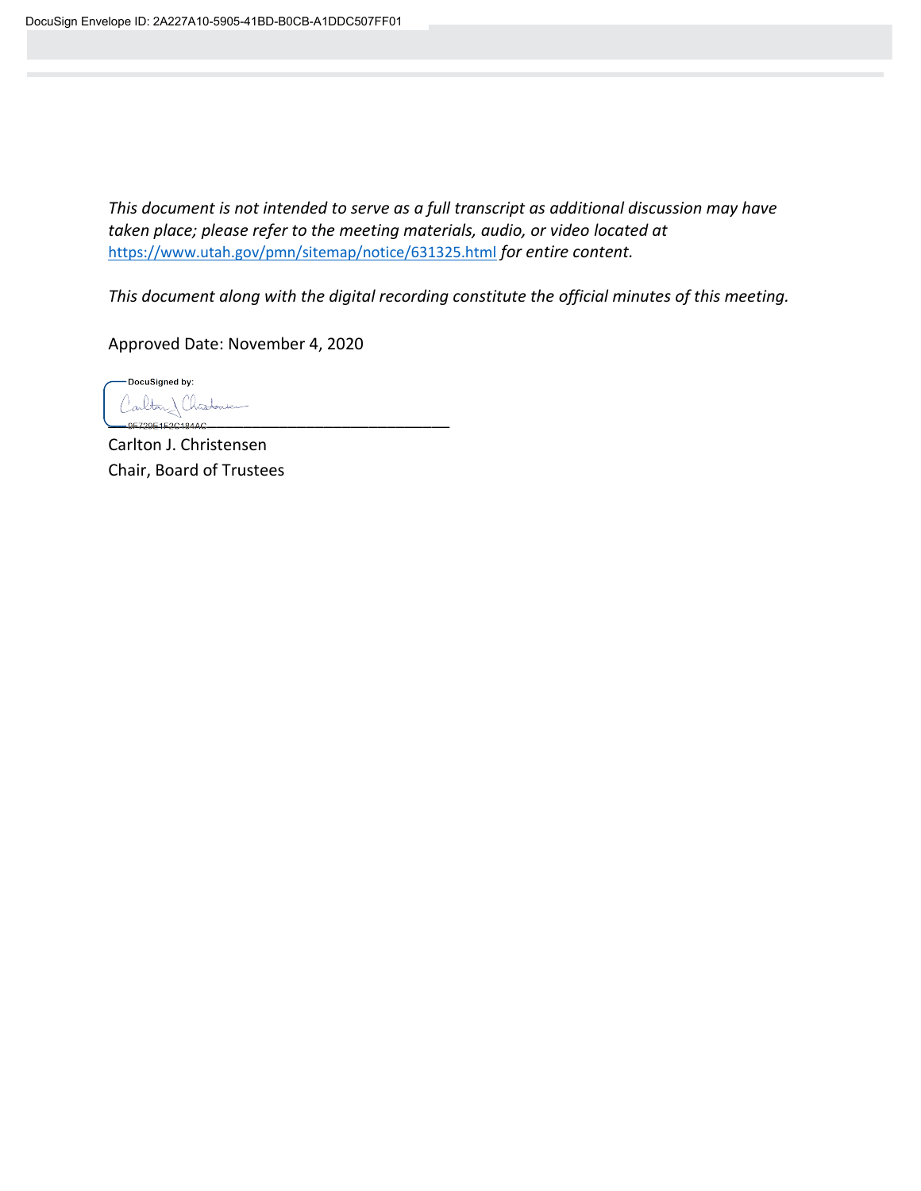*This document is not intended to serve as a full transcript as additional discussion may have taken place; please refer to the meeting materials, audio, or video located at* [https://www.utah.gov/pmn/sitemap/notice/631325.html](https://www.utah.gov/pmn/sitemap/notice/631325.html) *for entire content.*

*This document along with the digital recording constitute the official minutes of this meeting.*

Approved Date: November 4, 2020

DocuSigned by:

Carlton J. Christensen
Chair, Board of Trustees